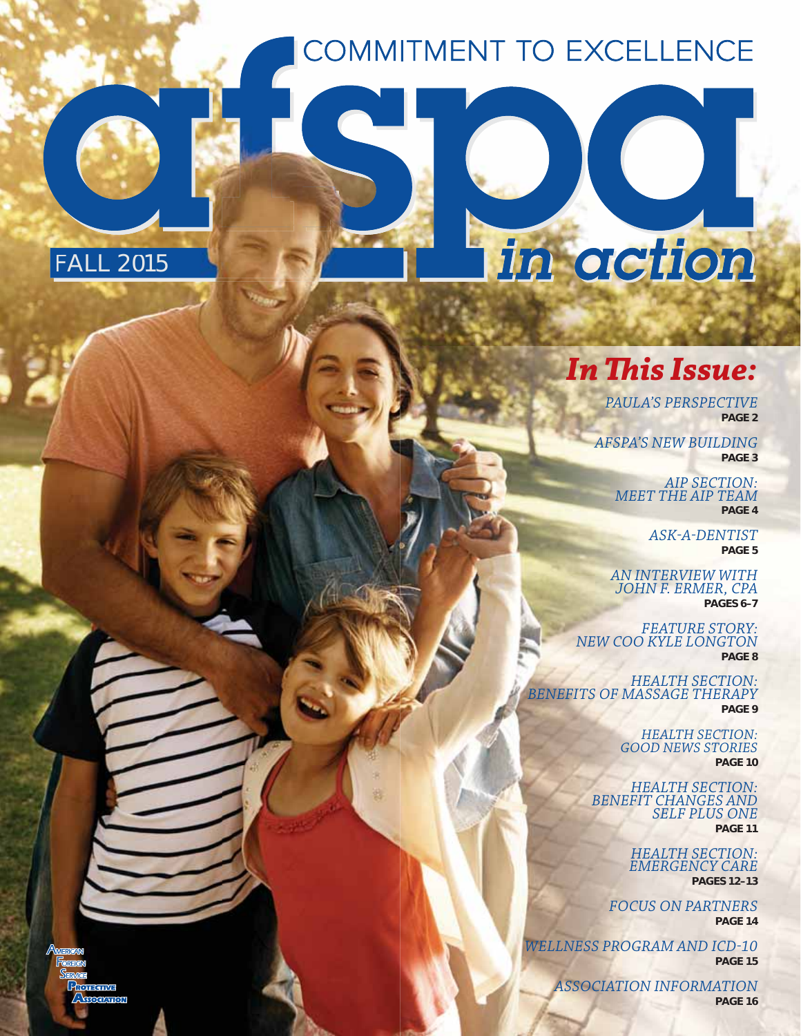COMMITMENT TO EXCELLENCE

# afspa *in action*

FALL 2015

## *In This Issue:*

*PAULA'S PERSPECTIVE*
**PAGE 2**

*AFSPA'S NEW BUILDING*
**PAGE 3**

*AIP SECTION: MEET THE AIP TEAM*
**PAGE 4**

*ASK-A-DENTIST*
**PAGE 5**

*AN INTERVIEW WITH JOHN F. ERMER, CPA*
**PAGES 6–7**

*FEATURE STORY: NEW COO KYLE LONGTON*
**PAGE 8**

*HEALTH SECTION: BENEFITS OF MASSAGE THERAPY*
**PAGE 9**

*HEALTH SECTION: GOOD NEWS STORIES*
**PAGE 10**

*HEALTH SECTION: BENEFIT CHANGES AND SELF PLUS ONE*
**PAGE 11**

*HEALTH SECTION: EMERGENCY CARE*
**PAGES 12–13**

*FOCUS ON PARTNERS*
**PAGE 14**

*WELLNESS PROGRAM AND ICD-10*
**PAGE 15**

*ASSOCIATION INFORMATION*
**PAGE 16**

American Foreign Service Protective Association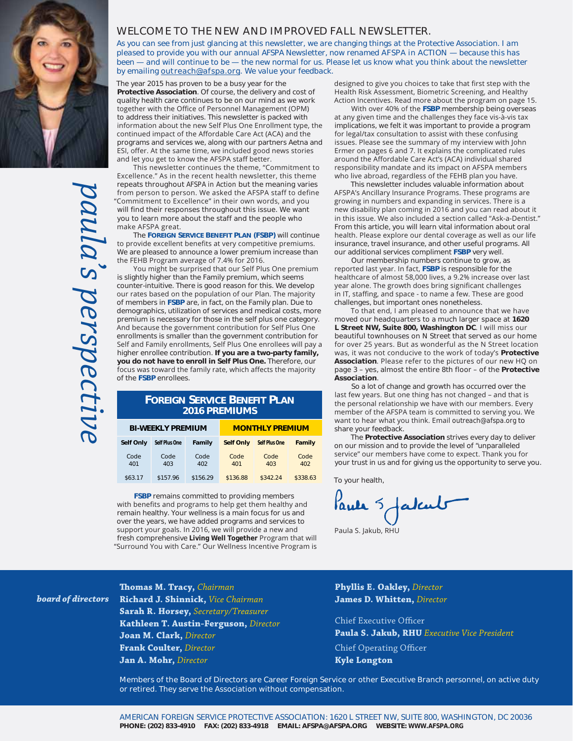*paula's perspective*

## WELCOME TO THE NEW AND IMPROVED FALL NEWSLETTER.

As you can see from just glancing at this newsletter, we are changing things at the Protective Association. I am pleased to provide you with our annual AFSPA Newsletter, now renamed AFSPA in ACTION — because this has been — and will continue to be — the new normal for us. Please let us know what you think about the newsletter by emailing outreach@afspa.org. We value your feedback.

The year 2015 has proven to be a busy year for the **Protective Association**. Of course, the delivery and cost of quality health care continues to be on our mind as we work together with the Office of Personnel Management (OPM) to address their initiatives. This newsletter is packed with information about the new Self Plus One Enrollment type, the continued impact of the Affordable Care Act (ACA) and the programs and services we, along with our partners Aetna and ESI, offer. At the same time, we included good news stories and let you get to know the AFSPA staff better.

This newsletter continues the theme, "Commitment to Excellence." As in the recent health newsletter, this theme repeats throughout AFSPA in Action but the meaning varies from person to person. We asked the AFSPA staff to define "Commitment to Excellence" in their own words, and you will find their responses throughout this issue. We want you to learn more about the staff and the people who make AFSPA great.

The **FOREIGN SERVICE BENEFIT PLAN (FSBP)** will continue to provide excellent benefits at very competitive premiums. We are pleased to announce a lower premium increase than the FEHB Program average of 7.4% for 2016.

You might be surprised that our Self Plus One premium is slightly higher than the Family premium, which seems counter-intuitive. There is good reason for this. We develop our rates based on the population of our Plan. The majority of members in **FSBP** are, in fact, on the Family plan. Due to demographics, utilization of services and medical costs, more premium is necessary for those in the self plus one category. And because the government contribution for Self Plus One enrollments is smaller than the government contribution for Self and Family enrollments, Self Plus One enrollees will pay a higher enrollee contribution. **If you are a two-party family, you do not have to enroll in Self Plus One.** Therefore, our focus was toward the family rate, which affects the majority of the **FSBP** enrollees.

**FOREIGN SERVICE BENEFIT PLAN 2016 PREMIUMS**

| BI-WEEKLY PREMIUM | | | MONTHLY PREMIUM | | |
|---|---|---|---|---|---|
| Self Only | Self Plus One | Family | Self Only | Self Plus One | Family |
| Code 401 | Code 403 | Code 402 | Code 401 | Code 403 | Code 402 |
| $63.17 | $157.96 | $156.29 | $136.88 | $342.24 | $338.63 |

**FSBP** remains committed to providing members with benefits and programs to help get them healthy and remain healthy. Your wellness is a main focus for us and over the years, we have added programs and services to support your goals. In 2016, we will provide a new and fresh comprehensive **Living Well Together** Program that will "Surround You with Care." Our Wellness Incentive Program is designed to give you choices to take that first step with the Health Risk Assessment, Biometric Screening, and Healthy Action Incentives. Read more about the program on page 15.

With over 40% of the **FSBP** membership being overseas at any given time and the challenges they face vis-à-vis tax implications, we felt it was important to provide a program for legal/tax consultation to assist with these confusing issues. Please see the summary of my interview with John Ermer on pages 6 and 7. It explains the complicated rules around the Affordable Care Act's (ACA) individual shared responsibility mandate and its impact on AFSPA members who live abroad, regardless of the FEHB plan you have.

This newsletter includes valuable information about AFSPA's Ancillary Insurance Programs. These programs are growing in numbers and expanding in services. There is a new disability plan coming in 2016 and you can read about it in this issue. We also included a section called "Ask-a-Dentist." From this article, you will learn vital information about oral health. Please explore our dental coverage as well as our life insurance, travel insurance, and other useful programs. All our additional services compliment **FSBP** very well.

Our membership numbers continue to grow, as reported last year. In fact, **FSBP** is responsible for the healthcare of almost 58,000 lives, a 9.2% increase over last year alone. The growth does bring significant challenges in IT, staffing, and space - to name a few. These are good challenges, but important ones nonetheless.

To that end, I am pleased to announce that we have moved our headquarters to a much larger space at **1620 L Street NW, Suite 800, Washington DC**. I will miss our beautiful townhouses on N Street that served as our home for over 25 years. But as wonderful as the N Street location was, it was not conducive to the work of today's **Protective Association**. Please refer to the pictures of our new HQ on page 3 – yes, almost the entire 8th floor – of the **Protective Association**.

So a lot of change and growth has occurred over the last few years. But one thing has not changed – and that is the personal relationship we have with our members. Every member of the AFSPA team is committed to serving you. We want to hear what you think. Email outreach@afspa.org to share your feedback.

The **Protective Association** strives every day to deliver on our mission and to provide the level of "unparalleled service" our members have come to expect. Thank you for your trust in us and for giving us the opportunity to serve you.

To your health,

Paula S. Jakub, RHU

---

*board of directors*

**Thomas M. Tracy,** *Chairman*
**Richard J. Shinnick,** *Vice Chairman*
**Sarah R. Horsey,** *Secretary/Treasurer*
**Kathleen T. Austin-Ferguson,** *Director*
**Joan M. Clark,** *Director*
**Frank Coulter,** *Director*
**Jan A. Mohr,** *Director*
**Phyllis E. Oakley,** *Director*
**James D. Whitten,** *Director*

Chief Executive Officer
**Paula S. Jakub, RHU** *Executive Vice President*

Chief Operating Officer
**Kyle Longton**

Members of the Board of Directors are Career Foreign Service or other Executive Branch personnel, on active duty or retired. They serve the Association without compensation.

AMERICAN FOREIGN SERVICE PROTECTIVE ASSOCIATION: 1620 L STREET NW, SUITE 800, WASHINGTON, DC 20036
**PHONE: (202) 833-4910 FAX: (202) 833-4918 EMAIL: AFSPA@AFSPA.ORG WEBSITE: WWW.AFSPA.ORG**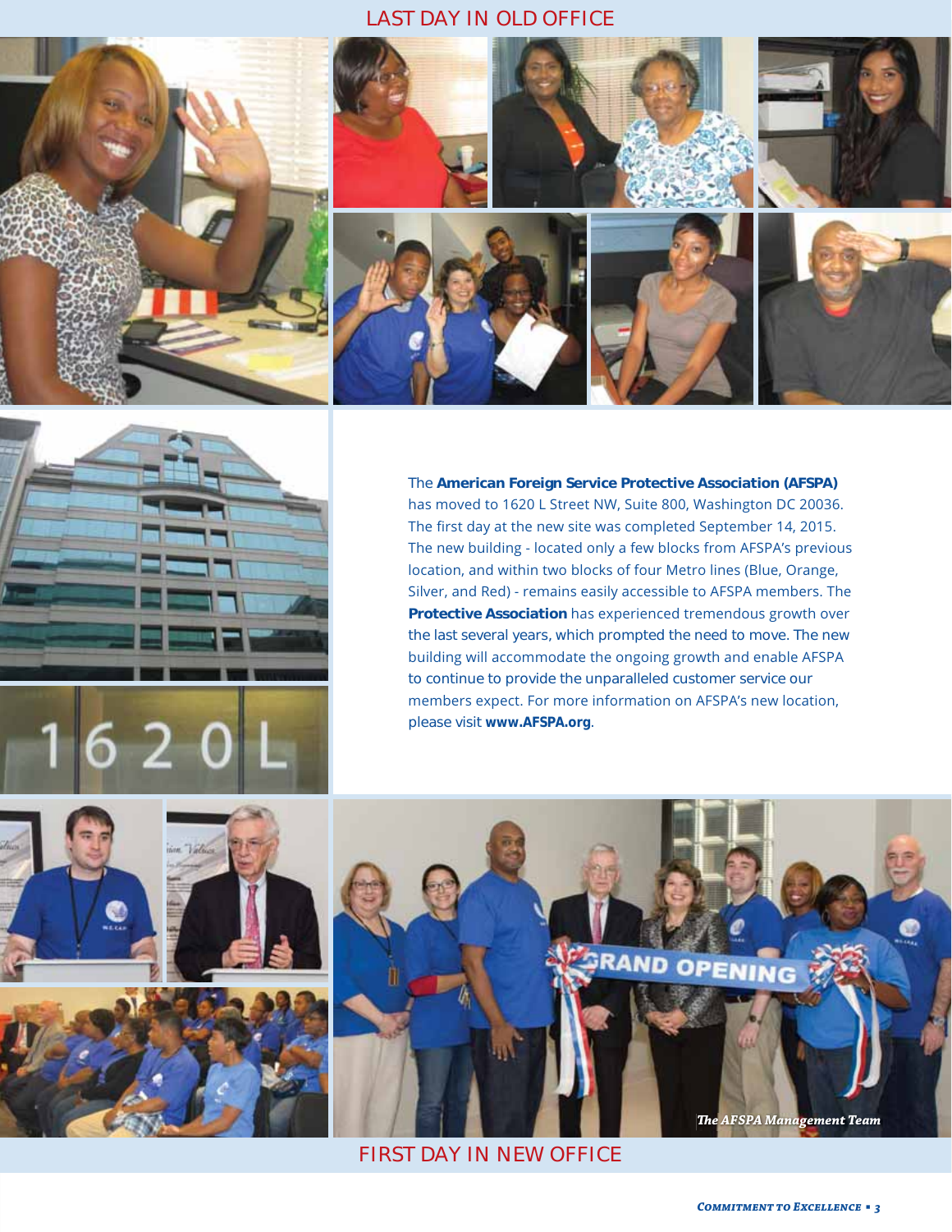## LAST DAY IN OLD OFFICE

The **American Foreign Service Protective Association (AFSPA)** has moved to 1620 L Street NW, Suite 800, Washington DC 20036. The first day at the new site was completed September 14, 2015. The new building - located only a few blocks from AFSPA's previous location, and within two blocks of four Metro lines (Blue, Orange, Silver, and Red) - remains easily accessible to AFSPA members. The **Protective Association** has experienced tremendous growth over the last several years, which prompted the need to move. The new building will accommodate the ongoing growth and enable AFSPA to continue to provide the unparalleled customer service our members expect. For more information on AFSPA's new location, please visit **www.AFSPA.org**.

*The AFSPA Management Team*

## FIRST DAY IN NEW OFFICE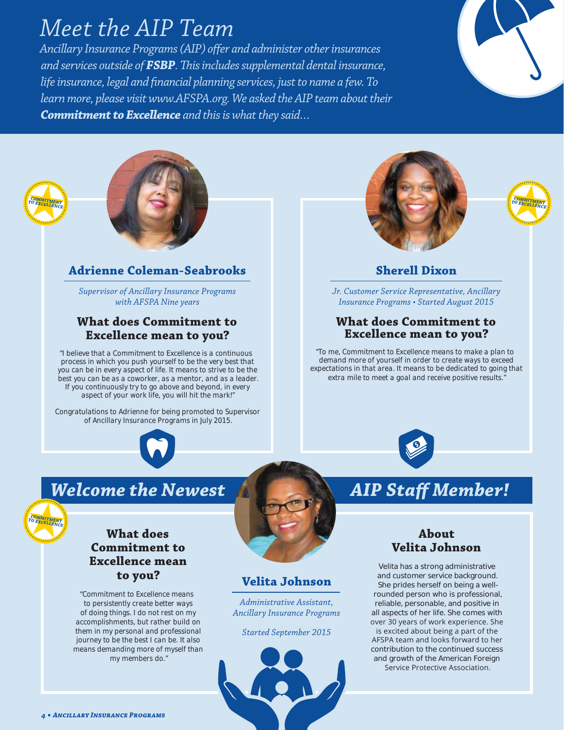# Meet the AIP Team

*Ancillary Insurance Programs (AIP) offer and administer other insurances and services outside of **FSBP**. This includes supplemental dental insurance, life insurance, legal and financial planning services, just to name a few. To learn more, please visit www.AFSPA.org. We asked the AIP team about their **Commitment to Excellence** and this is what they said…*

## Adrienne Coleman-Seabrooks

*Supervisor of Ancillary Insurance Programs with AFSPA Nine years*

### What does Commitment to Excellence mean to you?

"I believe that a Commitment to Excellence is a continuous process in which you push yourself to be the very best that you can be in every aspect of life. It means to strive to be the best you can be as a coworker, as a mentor, and as a leader. If you continuously try to go above and beyond, in every aspect of your work life, you will hit the mark!"

Congratulations to Adrienne for being promoted to Supervisor of Ancillary Insurance Programs in July 2015.

## Sherell Dixon

*Jr. Customer Service Representative, Ancillary Insurance Programs • Started August 2015*

### What does Commitment to Excellence mean to you?

"To me, Commitment to Excellence means to make a plan to demand more of yourself in order to create ways to exceed expectations in that area. It means to be dedicated to going that extra mile to meet a goal and receive positive results."

## Welcome the Newest AIP Staff Member!

## Velita Johnson

*Administrative Assistant, Ancillary Insurance Programs*

*Started September 2015*

### What does Commitment to Excellence mean to you?

"Commitment to Excellence means to persistently create better ways of doing things. I do not rest on my accomplishments, but rather build on them in my personal and professional journey to be the best I can be. It also means demanding more of myself than my members do."

### About Velita Johnson

Velita has a strong administrative and customer service background. She prides herself on being a well-rounded person who is professional, reliable, personable, and positive in all aspects of her life. She comes with over 30 years of work experience. She is excited about being a part of the AFSPA team and looks forward to her contribution to the continued success and growth of the American Foreign Service Protective Association.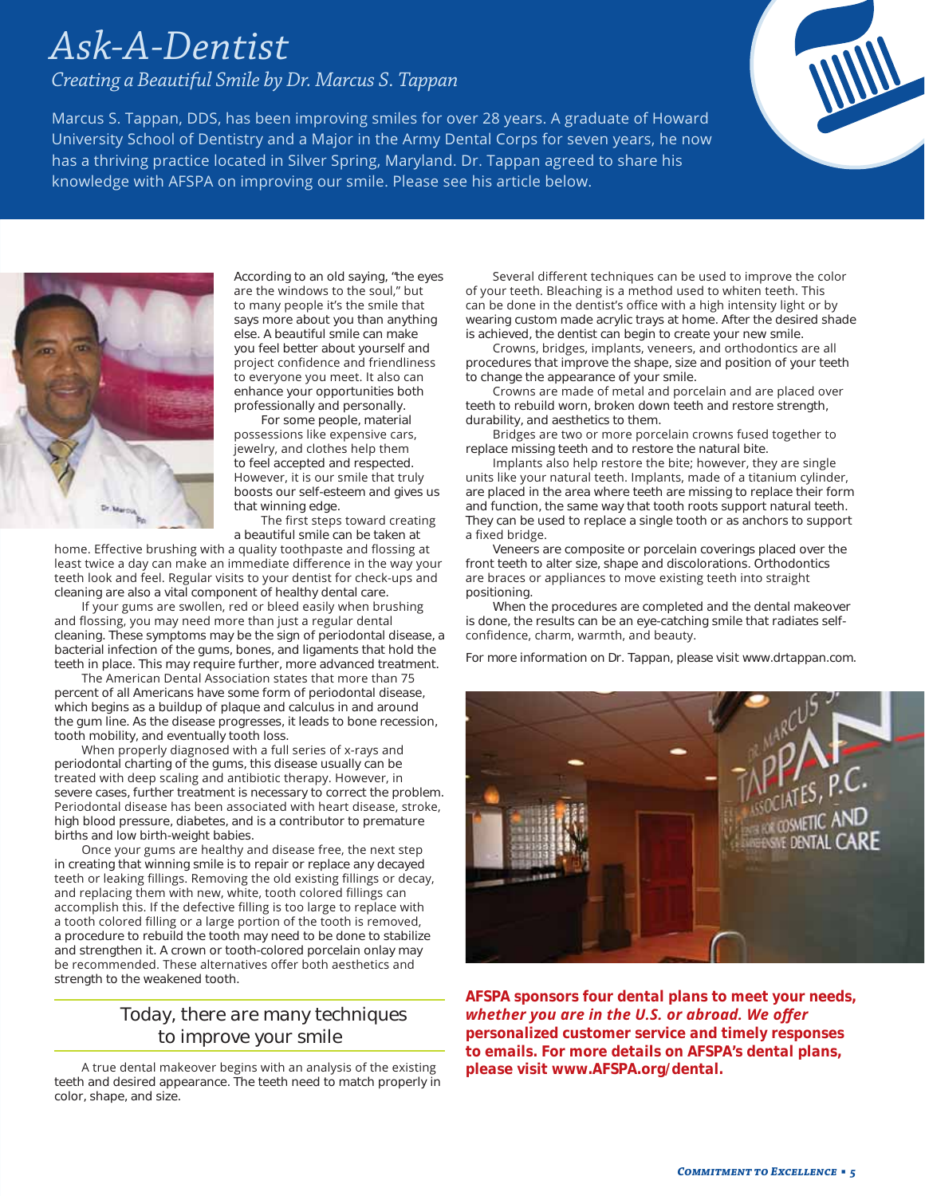# *Ask-A-Dentist*

*Creating a Beautiful Smile by Dr. Marcus S. Tappan*

Marcus S. Tappan, DDS, has been improving smiles for over 28 years. A graduate of Howard University School of Dentistry and a Major in the Army Dental Corps for seven years, he now has a thriving practice located in Silver Spring, Maryland. Dr. Tappan agreed to share his knowledge with AFSPA on improving our smile. Please see his article below.

According to an old saying, "the eyes are the windows to the soul," but to many people it's the smile that says more about you than anything else. A beautiful smile can make you feel better about yourself and project confidence and friendliness to everyone you meet. It also can enhance your opportunities both professionally and personally.

For some people, material possessions like expensive cars, jewelry, and clothes help them to feel accepted and respected. However, it is our smile that truly boosts our self-esteem and gives us that winning edge.

The first steps toward creating a beautiful smile can be taken at home. Effective brushing with a quality toothpaste and flossing at least twice a day can make an immediate difference in the way your teeth look and feel. Regular visits to your dentist for check-ups and cleaning are also a vital component of healthy dental care.

If your gums are swollen, red or bleed easily when brushing and flossing, you may need more than just a regular dental cleaning. These symptoms may be the sign of periodontal disease, a bacterial infection of the gums, bones, and ligaments that hold the teeth in place. This may require further, more advanced treatment.

The American Dental Association states that more than 75 percent of all Americans have some form of periodontal disease, which begins as a buildup of plaque and calculus in and around the gum line. As the disease progresses, it leads to bone recession, tooth mobility, and eventually tooth loss.

When properly diagnosed with a full series of x-rays and periodontal charting of the gums, this disease usually can be treated with deep scaling and antibiotic therapy. However, in severe cases, further treatment is necessary to correct the problem. Periodontal disease has been associated with heart disease, stroke, high blood pressure, diabetes, and is a contributor to premature births and low birth-weight babies.

Once your gums are healthy and disease free, the next step in creating that winning smile is to repair or replace any decayed teeth or leaking fillings. Removing the old existing fillings or decay, and replacing them with new, white, tooth colored fillings can accomplish this. If the defective filling is too large to replace with a tooth colored filling or a large portion of the tooth is removed, a procedure to rebuild the tooth may need to be done to stabilize and strengthen it. A crown or tooth-colored porcelain onlay may be recommended. These alternatives offer both aesthetics and strength to the weakened tooth.

> Today, there are many techniques to improve your smile

A true dental makeover begins with an analysis of the existing teeth and desired appearance. The teeth need to match properly in color, shape, and size.

Several different techniques can be used to improve the color of your teeth. Bleaching is a method used to whiten teeth. This can be done in the dentist's office with a high intensity light or by wearing custom made acrylic trays at home. After the desired shade is achieved, the dentist can begin to create your new smile.

Crowns, bridges, implants, veneers, and orthodontics are all procedures that improve the shape, size and position of your teeth to change the appearance of your smile.

Crowns are made of metal and porcelain and are placed over teeth to rebuild worn, broken down teeth and restore strength, durability, and aesthetics to them.

Bridges are two or more porcelain crowns fused together to replace missing teeth and to restore the natural bite.

Implants also help restore the bite; however, they are single units like your natural teeth. Implants, made of a titanium cylinder, are placed in the area where teeth are missing to replace their form and function, the same way that tooth roots support natural teeth. They can be used to replace a single tooth or as anchors to support a fixed bridge.

Veneers are composite or porcelain coverings placed over the front teeth to alter size, shape and discolorations. Orthodontics are braces or appliances to move existing teeth into straight positioning.

When the procedures are completed and the dental makeover is done, the results can be an eye-catching smile that radiates self-confidence, charm, warmth, and beauty.

For more information on Dr. Tappan, please visit www.drtappan.com.

**AFSPA sponsors four dental plans to meet your needs, *whether you are in the U.S. or abroad. We offer* personalized customer service and timely responses to emails. For more details on AFSPA's dental plans, please visit www.AFSPA.org/dental.**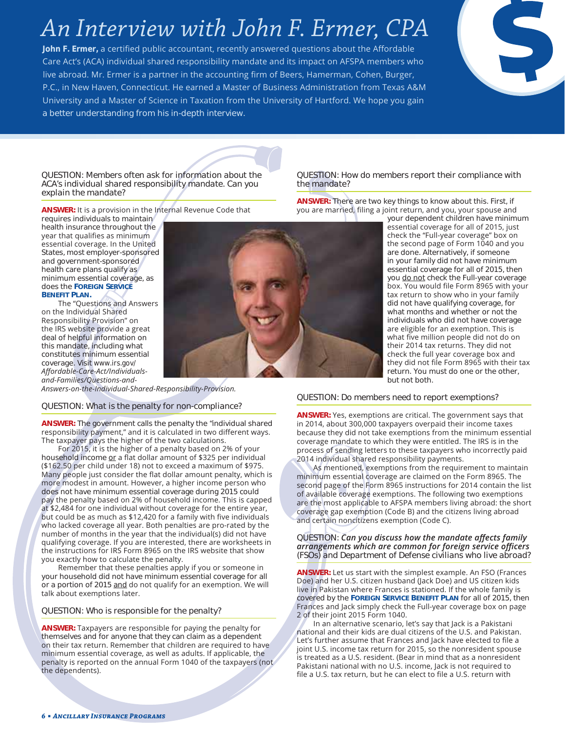# An Interview with John F. Ermer, CPA

**John F. Ermer,** a certified public accountant, recently answered questions about the Affordable Care Act's (ACA) individual shared responsibility mandate and its impact on AFSPA members who live abroad. Mr. Ermer is a partner in the accounting firm of Beers, Hamerman, Cohen, Burger, P.C., in New Haven, Connecticut. He earned a Master of Business Administration from Texas A&M University and a Master of Science in Taxation from the University of Hartford. We hope you gain a better understanding from his in-depth interview.

QUESTION: Members often ask for information about the ACA's individual shared responsibility mandate. Can you explain the mandate?

**ANSWER:** It is a provision in the Internal Revenue Code that requires individuals to maintain health insurance throughout the year that qualifies as minimum essential coverage. In the United States, most employer-sponsored and government-sponsored health care plans qualify as minimum essential coverage, as does the **Foreign Service Benefit Plan.**

The "Questions and Answers on the Individual Shared Responsibility Provision" on the IRS website provide a great deal of helpful information on this mandate, including what constitutes minimum essential coverage. Visit www.irs.gov/*Affordable-Care-Act/Individuals-and-Families/Questions-and-Answers-on-the-Individual-Shared-Responsibility-Provision.*

QUESTION: What is the penalty for non-compliance?

**ANSWER:** The government calls the penalty the "individual shared responsibility payment," and it is calculated in two different ways. The taxpayer pays the higher of the two calculations.

For 2015, it is the higher of a penalty based on 2% of your household income <u>or</u> a flat dollar amount of $325 per individual ($162.50 per child under 18) not to exceed a maximum of $975. Many people just consider the flat dollar amount penalty, which is more modest in amount. However, a higher income person who does not have minimum essential coverage during 2015 could pay the penalty based on 2% of household income. This is capped at $2,484 for one individual without coverage for the entire year, but could be as much as $12,420 for a family with five individuals who lacked coverage all year. Both penalties are pro-rated by the number of months in the year that the individual(s) did not have qualifying coverage. If you are interested, there are worksheets in the instructions for IRS Form 8965 on the IRS website that show you exactly how to calculate the penalty.

Remember that these penalties apply if you or someone in your household did not have minimum essential coverage for all or a portion of 2015 <u>and</u> do not qualify for an exemption. We will talk about exemptions later.

QUESTION: Who is responsible for the penalty?

**ANSWER:** Taxpayers are responsible for paying the penalty for themselves and for anyone that they can claim as a dependent on their tax return. Remember that children are required to have minimum essential coverage, as well as adults. If applicable, the penalty is reported on the annual Form 1040 of the taxpayers (not the dependents).

QUESTION: How do members report their compliance with the mandate?

**ANSWER:** There are two key things to know about this. First, if you are married, filing a joint return, and you, your spouse and your dependent children have minimum essential coverage for all of 2015, just check the "Full-year coverage" box on the second page of Form 1040 and you are done. Alternatively, if someone in your family did not have minimum essential coverage for all of 2015, then you <u>do not</u> check the Full-year coverage box. You would file Form 8965 with your tax return to show who in your family did not have qualifying coverage, for what months and whether or not the individuals who did not have coverage are eligible for an exemption. This is what five million people did not do on their 2014 tax returns. They did not check the full year coverage box and they did not file Form 8965 with their tax return. You must do one or the other, but not both.

QUESTION: Do members need to report exemptions?

**ANSWER:** Yes, exemptions are critical. The government says that in 2014, about 300,000 taxpayers overpaid their income taxes because they did not take exemptions from the minimum essential coverage mandate to which they were entitled. The IRS is in the process of sending letters to these taxpayers who incorrectly paid 2014 individual shared responsibility payments.

As mentioned, exemptions from the requirement to maintain minimum essential coverage are claimed on the Form 8965. The second page of the Form 8965 instructions for 2014 contain the list of available coverage exemptions. The following two exemptions are the most applicable to AFSPA members living abroad: the short coverage gap exemption (Code B) and the citizens living abroad and certain noncitizens exemption (Code C).

QUESTION: *Can you discuss how the mandate affects family arrangements which are common for foreign service officers* (FSOs) and Department of Defense civilians who live abroad?

**ANSWER:** Let us start with the simplest example. An FSO (Frances Doe) and her U.S. citizen husband (Jack Doe) and US citizen kids live in Pakistan where Frances is stationed. If the whole family is covered by the **Foreign Service Benefit Plan** for all of 2015, then Frances and Jack simply check the Full-year coverage box on page 2 of their joint 2015 Form 1040.

In an alternative scenario, let's say that Jack is a Pakistani national and their kids are dual citizens of the U.S. and Pakistan. Let's further assume that Frances and Jack have elected to file a joint U.S. income tax return for 2015, so the nonresident spouse is treated as a U.S. resident. (Bear in mind that as a nonresident Pakistani national with no U.S. income, Jack is not required to file a U.S. tax return, but he can elect to file a U.S. return with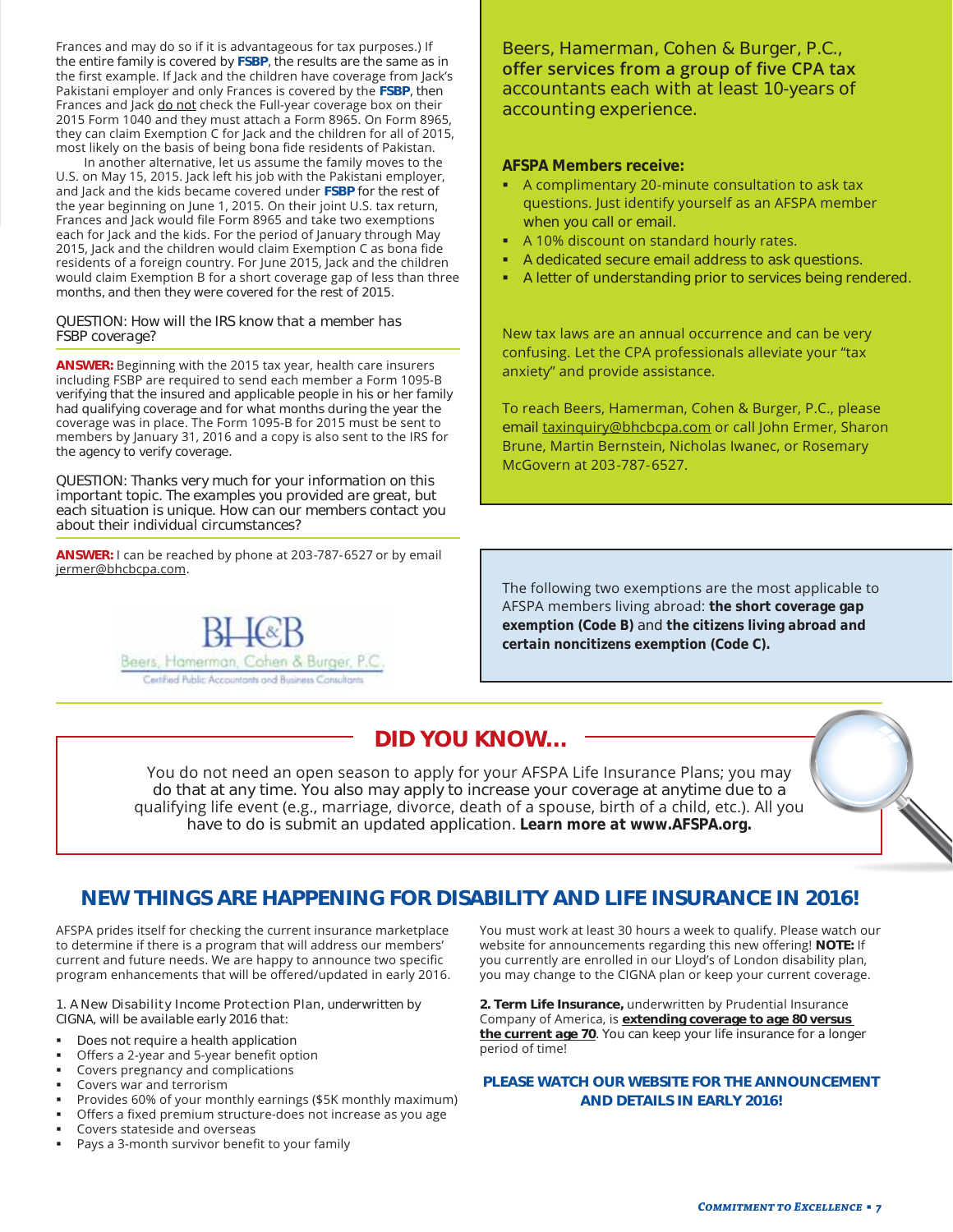Frances and may do so if it is advantageous for tax purposes.) If the entire family is covered by **FSBP**, the results are the same as in the first example. If Jack and the children have coverage from Jack's Pakistani employer and only Frances is covered by the **FSBP**, then Frances and Jack do not check the Full-year coverage box on their 2015 Form 1040 and they must attach a Form 8965. On Form 8965, they can claim Exemption C for Jack and the children for all of 2015, most likely on the basis of being bona fide residents of Pakistan.

In another alternative, let us assume the family moves to the U.S. on May 15, 2015. Jack left his job with the Pakistani employer, and Jack and the kids became covered under **FSBP** for the rest of the year beginning on June 1, 2015. On their joint U.S. tax return, Frances and Jack would file Form 8965 and take two exemptions each for Jack and the kids. For the period of January through May 2015, Jack and the children would claim Exemption C as bona fide residents of a foreign country. For June 2015, Jack and the children would claim Exemption B for a short coverage gap of less than three months, and then they were covered for the rest of 2015.

QUESTION: How will the IRS know that a member has FSBP coverage?

**ANSWER:** Beginning with the 2015 tax year, health care insurers including FSBP are required to send each member a Form 1095-B verifying that the insured and applicable people in his or her family had qualifying coverage and for what months during the year the coverage was in place. The Form 1095-B for 2015 must be sent to members by January 31, 2016 and a copy is also sent to the IRS for the agency to verify coverage.

QUESTION: Thanks very much for your information on this important topic. The examples you provided are great, but each situation is unique. How can our members contact you about their individual circumstances?

**ANSWER:** I can be reached by phone at 203-787-6527 or by email jermer@bhcbcpa.com.

BH&CB
Beers, Hamerman, Cohen & Burger, P.C.
Certified Public Accountants and Business Consultants

Beers, Hamerman, Cohen & Burger, P.C., offer services from a group of five CPA tax accountants each with at least 10-years of accounting experience.

**AFSPA Members receive:**

- A complimentary 20-minute consultation to ask tax questions. Just identify yourself as an AFSPA member when you call or email.
- A 10% discount on standard hourly rates.
- A dedicated secure email address to ask questions.
- A letter of understanding prior to services being rendered.

New tax laws are an annual occurrence and can be very confusing. Let the CPA professionals alleviate your "tax anxiety" and provide assistance.

To reach Beers, Hamerman, Cohen & Burger, P.C., please email taxinquiry@bhcbcpa.com or call John Ermer, Sharon Brune, Martin Bernstein, Nicholas Iwanec, or Rosemary McGovern at 203-787-6527.

The following two exemptions are the most applicable to AFSPA members living abroad: **the short coverage gap exemption (Code B)** and **the citizens living abroad and certain noncitizens exemption (Code C).**

## DID YOU KNOW...

You do not need an open season to apply for your AFSPA Life Insurance Plans; you may do that at any time. You also may apply to increase your coverage at anytime due to a qualifying life event (e.g., marriage, divorce, death of a spouse, birth of a child, etc.). All you have to do is submit an updated application. **Learn more at www.AFSPA.org.**

## NEW THINGS ARE HAPPENING FOR DISABILITY AND LIFE INSURANCE IN 2016!

AFSPA prides itself for checking the current insurance marketplace to determine if there is a program that will address our members' current and future needs. We are happy to announce two specific program enhancements that will be offered/updated in early 2016.

1. A New Disability Income Protection Plan, underwritten by CIGNA, will be available early 2016 that:

- Does not require a health application
- Offers a 2-year and 5-year benefit option
- Covers pregnancy and complications
- Covers war and terrorism
- Provides 60% of your monthly earnings ($5K monthly maximum)
- Offers a fixed premium structure-does not increase as you age
- Covers stateside and overseas
- Pays a 3-month survivor benefit to your family

You must work at least 30 hours a week to qualify. Please watch our website for announcements regarding this new offering! **NOTE:** If you currently are enrolled in our Lloyd's of London disability plan, you may change to the CIGNA plan or keep your current coverage.

**2. Term Life Insurance,** underwritten by Prudential Insurance Company of America, is **extending coverage to age 80 versus the current age 70**. You can keep your life insurance for a longer period of time!

**PLEASE WATCH OUR WEBSITE FOR THE ANNOUNCEMENT AND DETAILS IN EARLY 2016!**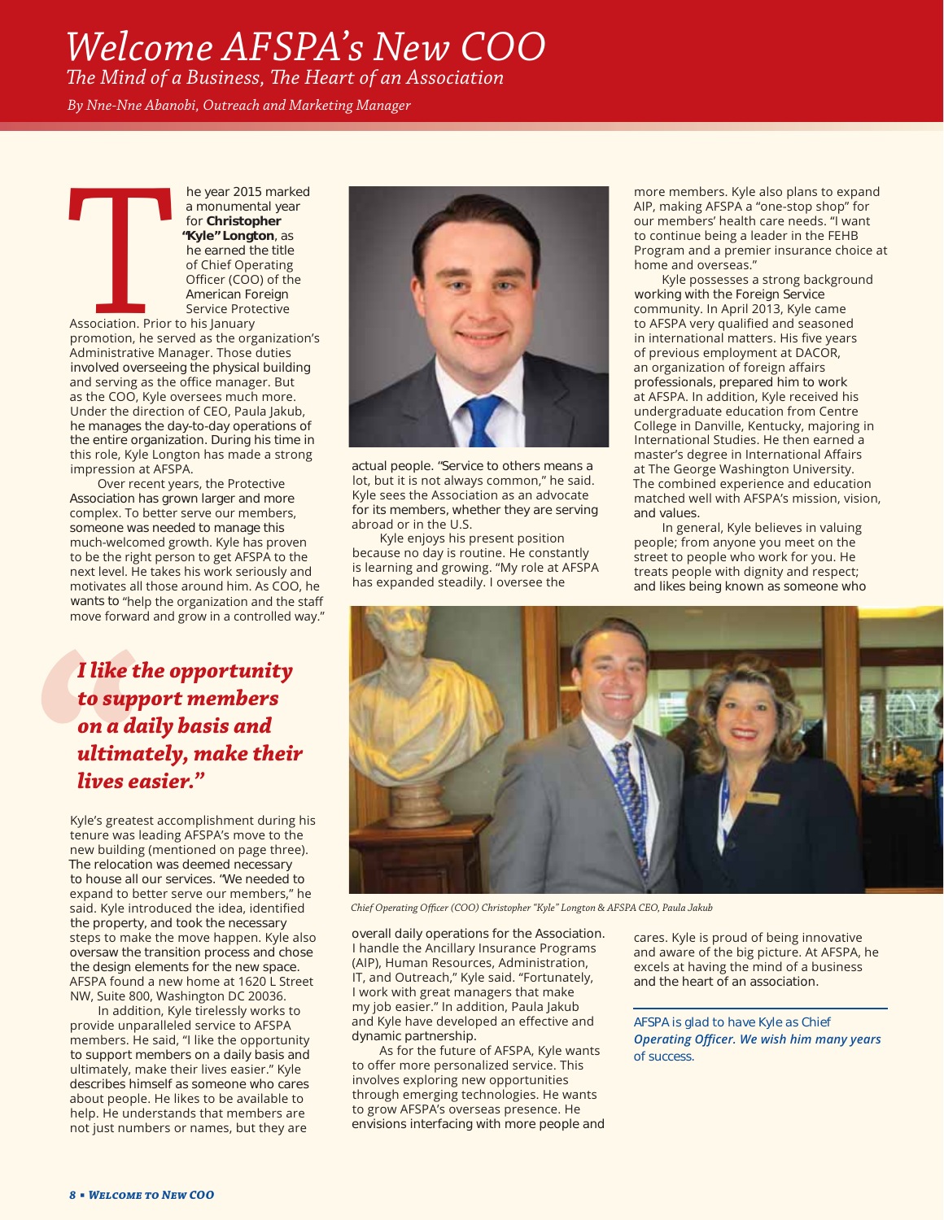# Welcome AFSPA's New COO

*The Mind of a Business, The Heart of an Association*

*By Nne-Nne Abanobi, Outreach and Marketing Manager*

The year 2015 marked a monumental year for **Christopher "Kyle" Longton**, as he earned the title of Chief Operating Officer (COO) of the American Foreign Service Protective Association. Prior to his January promotion, he served as the organization's Administrative Manager. Those duties involved overseeing the physical building and serving as the office manager. But as the COO, Kyle oversees much more. Under the direction of CEO, Paula Jakub, he manages the day-to-day operations of the entire organization. During his time in this role, Kyle Longton has made a strong impression at AFSPA.

Over recent years, the Protective Association has grown larger and more complex. To better serve our members, someone was needed to manage this much-welcomed growth. Kyle has proven to be the right person to get AFSPA to the next level. He takes his work seriously and motivates all those around him. As COO, he wants to "help the organization and the staff move forward and grow in a controlled way."

> ***"I like the opportunity to support members on a daily basis and ultimately, make their lives easier."***

Kyle's greatest accomplishment during his tenure was leading AFSPA's move to the new building (mentioned on page three). The relocation was deemed necessary to house all our services. "We needed to expand to better serve our members," he said. Kyle introduced the idea, identified the property, and took the necessary steps to make the move happen. Kyle also oversaw the transition process and chose the design elements for the new space. AFSPA found a new home at 1620 L Street NW, Suite 800, Washington DC 20036.

In addition, Kyle tirelessly works to provide unparalleled service to AFSPA members. He said, "I like the opportunity to support members on a daily basis and ultimately, make their lives easier." Kyle describes himself as someone who cares about people. He likes to be available to help. He understands that members are not just numbers or names, but they are actual people. "Service to others means a lot, but it is not always common," he said. Kyle sees the Association as an advocate for its members, whether they are serving abroad or in the U.S.

Kyle enjoys his present position because no day is routine. He constantly is learning and growing. "My role at AFSPA has expanded steadily. I oversee the overall daily operations for the Association. I handle the Ancillary Insurance Programs (AIP), Human Resources, Administration, IT, and Outreach," Kyle said. "Fortunately, I work with great managers that make my job easier." In addition, Paula Jakub and Kyle have developed an effective and dynamic partnership.

As for the future of AFSPA, Kyle wants to offer more personalized service. This involves exploring new opportunities through emerging technologies. He wants to grow AFSPA's overseas presence. He envisions interfacing with more people and more members. Kyle also plans to expand AIP, making AFSPA a "one-stop shop" for our members' health care needs. "I want to continue being a leader in the FEHB Program and a premier insurance choice at home and overseas."

Kyle possesses a strong background working with the Foreign Service community. In April 2013, Kyle came to AFSPA very qualified and seasoned in international matters. His five years of previous employment at DACOR, an organization of foreign affairs professionals, prepared him to work at AFSPA. In addition, Kyle received his undergraduate education from Centre College in Danville, Kentucky, majoring in International Studies. He then earned a master's degree in International Affairs at The George Washington University. The combined experience and education matched well with AFSPA's mission, vision, and values.

In general, Kyle believes in valuing people; from anyone you meet on the street to people who work for you. He treats people with dignity and respect; and likes being known as someone who cares. Kyle is proud of being innovative and aware of the big picture. At AFSPA, he excels at having the mind of a business and the heart of an association.

*Chief Operating Officer (COO) Christopher "Kyle" Longton & AFSPA CEO, Paula Jakub*

AFSPA is glad to have Kyle as Chief *Operating Officer. We wish him many years* of success.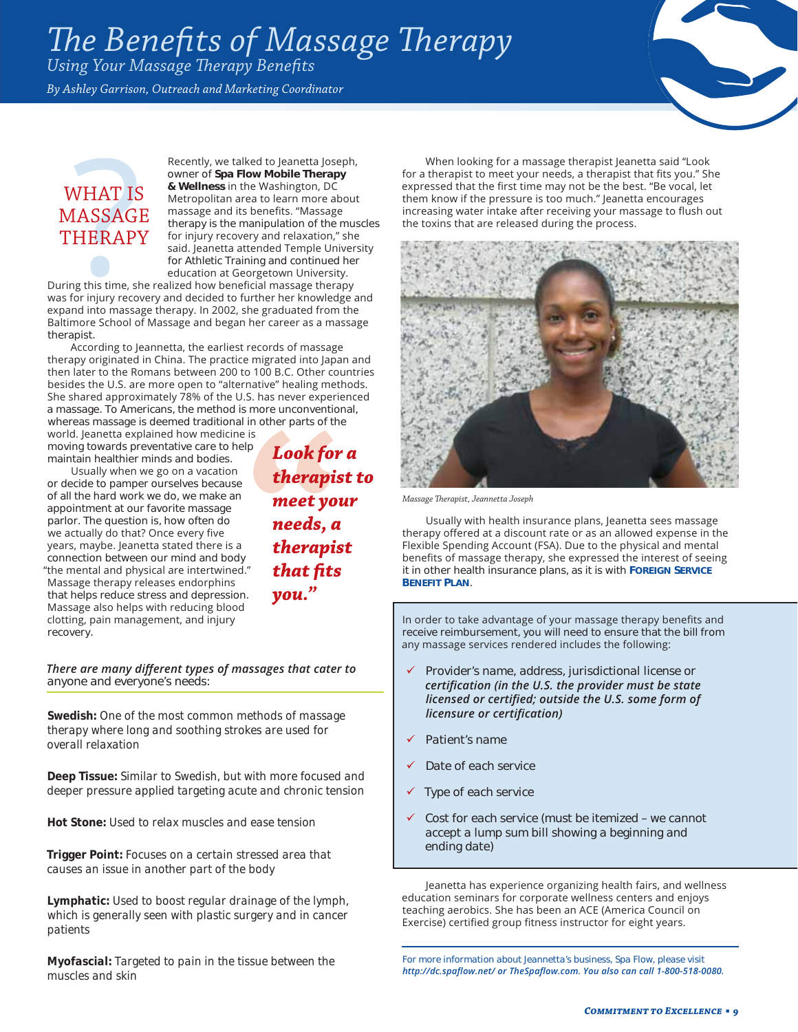# The Benefits of Massage Therapy

## Using Your Massage Therapy Benefits

*By Ashley Garrison, Outreach and Marketing Coordinator*

### WHAT IS MASSAGE THERAPY?

Recently, we talked to Jeanetta Joseph, owner of **Spa Flow Mobile Therapy & Wellness** in the Washington, DC Metropolitan area to learn more about massage and its benefits. "Massage therapy is the manipulation of the muscles for injury recovery and relaxation," she said. Jeanetta attended Temple University for Athletic Training and continued her education at Georgetown University. During this time, she realized how beneficial massage therapy was for injury recovery and decided to further her knowledge and expand into massage therapy. In 2002, she graduated from the Baltimore School of Massage and began her career as a massage therapist.

According to Jeannetta, the earliest records of massage therapy originated in China. The practice migrated into Japan and then later to the Romans between 200 to 100 B.C. Other countries besides the U.S. are more open to "alternative" healing methods. She shared approximately 78% of the U.S. has never experienced a massage. To Americans, the method is more unconventional, whereas massage is deemed traditional in other parts of the world. Jeanetta explained how medicine is moving towards preventative care to help maintain healthier minds and bodies.

Usually when we go on a vacation or decide to pamper ourselves because of all the hard work we do, we make an appointment at our favorite massage parlor. The question is, how often do we actually do that? Once every five years, maybe. Jeanetta stated there is a connection between our mind and body "the mental and physical are intertwined." Massage therapy releases endorphins that helps reduce stress and depression. Massage also helps with reducing blood clotting, pain management, and injury recovery.

> ***"Look for a therapist to meet your needs, a therapist that fits you."***

*There are many different types of massages that cater to* anyone and everyone's needs:

**Swedish:** One of the most common methods of massage therapy where long and soothing strokes are used for overall relaxation

**Deep Tissue:** Similar to Swedish, but with more focused and deeper pressure applied targeting acute and chronic tension

**Hot Stone:** Used to relax muscles and ease tension

**Trigger Point:** Focuses on a certain stressed area that causes an issue in another part of the body

**Lymphatic:** Used to boost regular drainage of the lymph, which is generally seen with plastic surgery and in cancer patients

**Myofascial:** Targeted to pain in the tissue between the muscles and skin

When looking for a massage therapist Jeanetta said "Look for a therapist to meet your needs, a therapist that fits you." She expressed that the first time may not be the best. "Be vocal, let them know if the pressure is too much." Jeanetta encourages increasing water intake after receiving your massage to flush out the toxins that are released during the process.

*Massage Therapist, Jeannetta Joseph*

Usually with health insurance plans, Jeanetta sees massage therapy offered at a discount rate or as an allowed expense in the Flexible Spending Account (FSA). Due to the physical and mental benefits of massage therapy, she expressed the interest of seeing it in other health insurance plans, as it is with **Foreign Service Benefit Plan**.

In order to take advantage of your massage therapy benefits and receive reimbursement, you will need to ensure that the bill from any massage services rendered includes the following:

- ✓ Provider's name, address, jurisdictional license or *certification (in the U.S. the provider must be state licensed or certified; outside the U.S. some form of licensure or certification)*
- ✓ Patient's name
- ✓ Date of each service
- ✓ Type of each service
- ✓ Cost for each service (must be itemized – we cannot accept a lump sum bill showing a beginning and ending date)

Jeanetta has experience organizing health fairs, and wellness education seminars for corporate wellness centers and enjoys teaching aerobics. She has been an ACE (America Council on Exercise) certified group fitness instructor for eight years.

For more information about Jeannetta's business, Spa Flow, please visit *http://dc.spaflow.net/ or TheSpaflow.com. You also can call 1-800-518-0080.*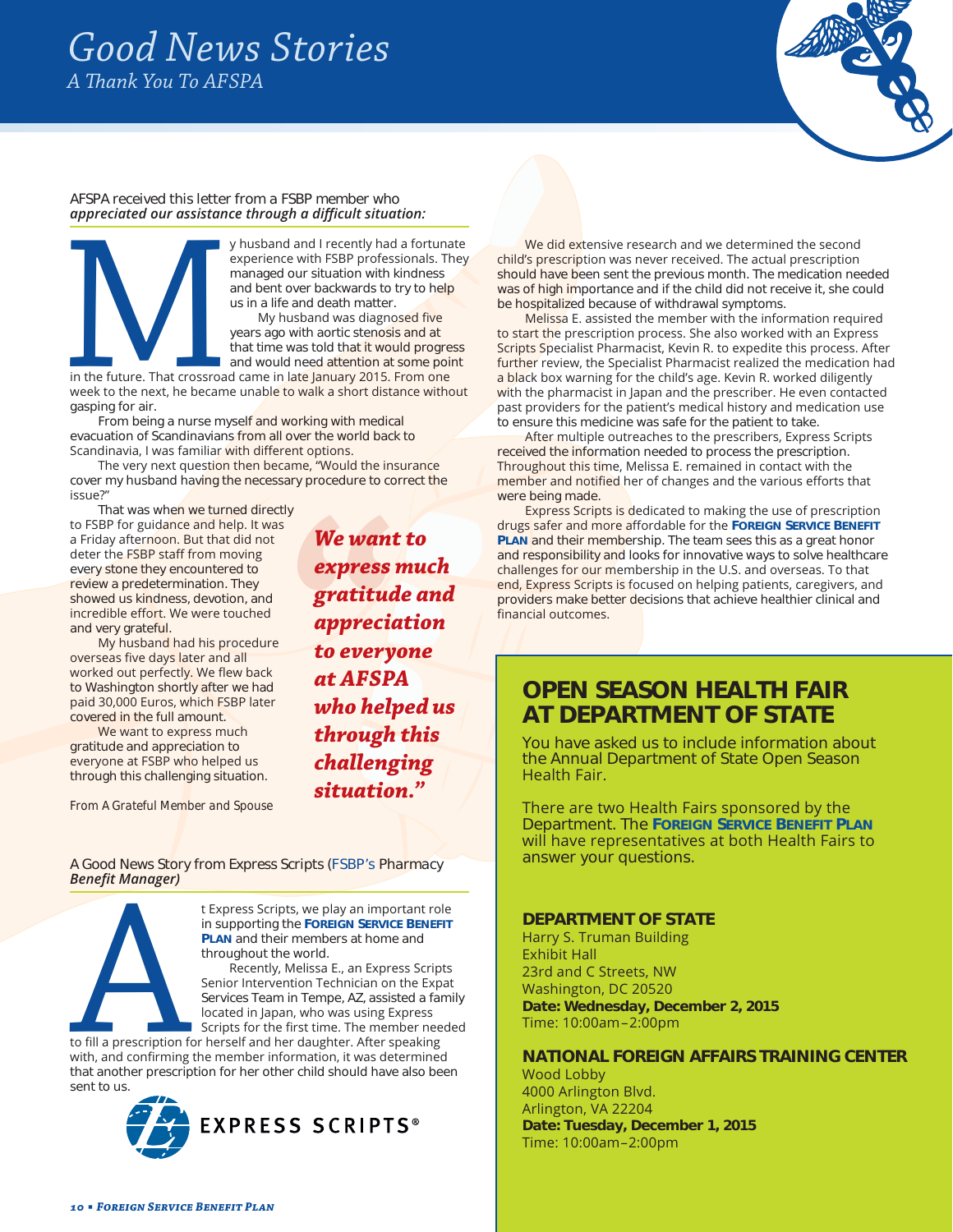# Good News Stories

*A Thank You To AFSPA*

AFSPA received this letter from a FSBP member who ***appreciated our assistance through a difficult situation:***

My husband and I recently had a fortunate experience with FSBP professionals. They managed our situation with kindness and bent over backwards to try to help us in a life and death matter.

My husband was diagnosed five years ago with aortic stenosis and at that time was told that it would progress and would need attention at some point in the future. That crossroad came in late January 2015. From one week to the next, he became unable to walk a short distance without gasping for air.

From being a nurse myself and working with medical evacuation of Scandinavians from all over the world back to Scandinavia, I was familiar with different options.

The very next question then became, "Would the insurance cover my husband having the necessary procedure to correct the issue?"

That was when we turned directly to FSBP for guidance and help. It was a Friday afternoon. But that did not deter the FSBP staff from moving every stone they encountered to review a predetermination. They showed us kindness, devotion, and incredible effort. We were touched and very grateful.

My husband had his procedure overseas five days later and all worked out perfectly. We flew back to Washington shortly after we had paid 30,000 Euros, which FSBP later covered in the full amount.

We want to express much gratitude and appreciation to everyone at FSBP who helped us through this challenging situation.

*From A Grateful Member and Spouse*

> ***"We want to express much gratitude and appreciation to everyone at AFSPA who helped us through this challenging situation."***

A Good News Story from Express Scripts (FSBP's Pharmacy ***Benefit Manager)***

At Express Scripts, we play an important role in supporting the **Foreign Service Benefit Plan** and their members at home and throughout the world.

Recently, Melissa E., an Express Scripts Senior Intervention Technician on the Expat Services Team in Tempe, AZ, assisted a family located in Japan, who was using Express Scripts for the first time. The member needed to fill a prescription for herself and her daughter. After speaking with, and confirming the member information, it was determined that another prescription for her other child should have also been sent to us.

We did extensive research and we determined the second child's prescription was never received. The actual prescription should have been sent the previous month. The medication needed was of high importance and if the child did not receive it, she could be hospitalized because of withdrawal symptoms.

Melissa E. assisted the member with the information required to start the prescription process. She also worked with an Express Scripts Specialist Pharmacist, Kevin R. to expedite this process. After further review, the Specialist Pharmacist realized the medication had a black box warning for the child's age. Kevin R. worked diligently with the pharmacist in Japan and the prescriber. He even contacted past providers for the patient's medical history and medication use to ensure this medicine was safe for the patient to take.

After multiple outreaches to the prescribers, Express Scripts received the information needed to process the prescription. Throughout this time, Melissa E. remained in contact with the member and notified her of changes and the various efforts that were being made.

Express Scripts is dedicated to making the use of prescription drugs safer and more affordable for the **Foreign Service Benefit Plan** and their membership. The team sees this as a great honor and responsibility and looks for innovative ways to solve healthcare challenges for our membership in the U.S. and overseas. To that end, Express Scripts is focused on helping patients, caregivers, and providers make better decisions that achieve healthier clinical and financial outcomes.

EXPRESS SCRIPTS®

## OPEN SEASON HEALTH FAIR AT DEPARTMENT OF STATE

You have asked us to include information about the Annual Department of State Open Season Health Fair.

There are two Health Fairs sponsored by the Department. The **Foreign Service Benefit Plan** will have representatives at both Health Fairs to answer your questions.

### DEPARTMENT OF STATE

Harry S. Truman Building
Exhibit Hall
23rd and C Streets, NW
Washington, DC 20520
**Date: Wednesday, December 2, 2015**
Time: 10:00am–2:00pm

### NATIONAL FOREIGN AFFAIRS TRAINING CENTER

Wood Lobby
4000 Arlington Blvd.
Arlington, VA 22204
**Date: Tuesday, December 1, 2015**
Time: 10:00am–2:00pm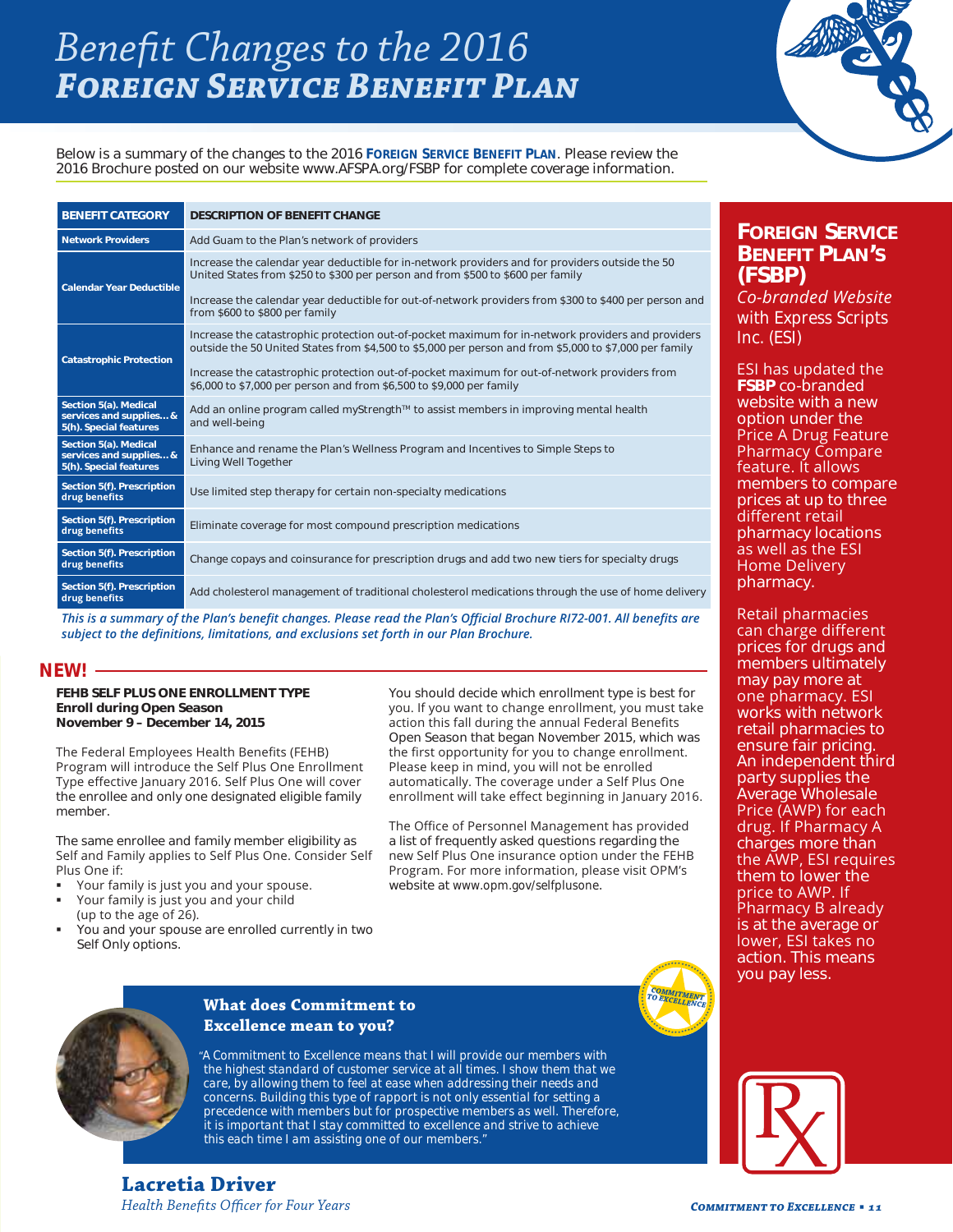# *Benefit Changes to the 2016* ***Foreign Service Benefit Plan***

Below is a summary of the changes to the 2016 **Foreign Service Benefit Plan**. Please review the 2016 Brochure posted on our website www.AFSPA.org/FSBP for complete coverage information.

| BENEFIT CATEGORY | DESCRIPTION OF BENEFIT CHANGE |
|---|---|
| Network Providers | Add Guam to the Plan's network of providers |
| Calendar Year Deductible | Increase the calendar year deductible for in-network providers and for providers outside the 50 United States from $250 to $300 per person and from $500 to $600 per family<br><br>Increase the calendar year deductible for out-of-network providers from $300 to $400 per person and from $600 to $800 per family |
| Catastrophic Protection | Increase the catastrophic protection out-of-pocket maximum for in-network providers and providers outside the 50 United States from $4,500 to $5,000 per person and from $5,000 to $7,000 per family<br><br>Increase the catastrophic protection out-of-pocket maximum for out-of-network providers from $6,000 to $7,000 per person and from $6,500 to $9,000 per family |
| Section 5(a). Medical services and supplies… & 5(h). Special features | Add an online program called myStrength™ to assist members in improving mental health and well-being |
| Section 5(a). Medical services and supplies… & 5(h). Special features | Enhance and rename the Plan's Wellness Program and Incentives to Simple Steps to Living Well Together |
| Section 5(f). Prescription drug benefits | Use limited step therapy for certain non-specialty medications |
| Section 5(f). Prescription drug benefits | Eliminate coverage for most compound prescription medications |
| Section 5(f). Prescription drug benefits | Change copays and coinsurance for prescription drugs and add two new tiers for specialty drugs |
| Section 5(f). Prescription drug benefits | Add cholesterol management of traditional cholesterol medications through the use of home delivery |

*This is a summary of the Plan's benefit changes. Please read the Plan's Official Brochure RI72-001. All benefits are subject to the definitions, limitations, and exclusions set forth in our Plan Brochure.*

## NEW!

**FEHB SELF PLUS ONE ENROLLMENT TYPE**
**Enroll during Open Season**
**November 9 – December 14, 2015**

The Federal Employees Health Benefits (FEHB) Program will introduce the Self Plus One Enrollment Type effective January 2016. Self Plus One will cover the enrollee and only one designated eligible family member.

The same enrollee and family member eligibility as Self and Family applies to Self Plus One. Consider Self Plus One if:

- Your family is just you and your spouse.
- Your family is just you and your child (up to the age of 26).
- You and your spouse are enrolled currently in two Self Only options.

You should decide which enrollment type is best for you. If you want to change enrollment, you must take action this fall during the annual Federal Benefits Open Season that began November 2015, which was the first opportunity for you to change enrollment. Please keep in mind, you will not be enrolled automatically. The coverage under a Self Plus One enrollment will take effect beginning in January 2016.

The Office of Personnel Management has provided a list of frequently asked questions regarding the new Self Plus One insurance option under the FEHB Program. For more information, please visit OPM's website at www.opm.gov/selfplusone.

## What does Commitment to Excellence mean to you?

"A Commitment to Excellence means that I will provide our members with the highest standard of customer service at all times. I show them that we care, by allowing them to feel at ease when addressing their needs and concerns. Building this type of rapport is not only essential for setting a precedence with members but for prospective members as well. Therefore, it is important that I stay committed to excellence and strive to achieve this each time I am assisting one of our members."

**Lacretia Driver**
*Health Benefits Officer for Four Years*

## Foreign Service Benefit Plan's (FSBP)

*Co-branded Website* with Express Scripts Inc. (ESI)

ESI has updated the **FSBP** co-branded website with a new option under the Price A Drug Feature Pharmacy Compare feature. It allows members to compare prices at up to three different retail pharmacy locations as well as the ESI Home Delivery pharmacy.

Retail pharmacies can charge different prices for drugs and members ultimately may pay more at one pharmacy. ESI works with network retail pharmacies to ensure fair pricing. An independent third party supplies the Average Wholesale Price (AWP) for each drug. If Pharmacy A charges more than the AWP, ESI requires them to lower the price to AWP. If Pharmacy B already is at the average or lower, ESI takes no action. This means you pay less.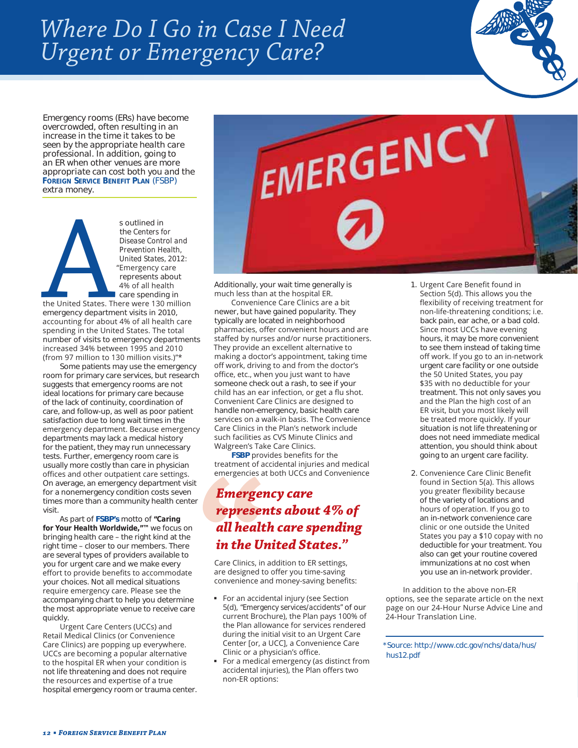# Where Do I Go in Case I Need Urgent or Emergency Care?

Emergency rooms (ERs) have become overcrowded, often resulting in an increase in the time it takes to be seen by the appropriate health care professional. In addition, going to an ER when other venues are more appropriate can cost both you and the **Foreign Service Benefit Plan** (FSBP) extra money.

As outlined in the Centers for Disease Control and Prevention Health, United States, 2012: "Emergency care represents about 4% of all health care spending in the United States. There were 130 million emergency department visits in 2010, accounting for about 4% of all health care spending in the United States. The total number of visits to emergency departments increased 34% between 1995 and 2010 (from 97 million to 130 million visits.)"*

Some patients may use the emergency room for primary care services, but research suggests that emergency rooms are not ideal locations for primary care because of the lack of continuity, coordination of care, and follow-up, as well as poor patient satisfaction due to long wait times in the emergency department. Because emergency departments may lack a medical history for the patient, they may run unnecessary tests. Further, emergency room care is usually more costly than care in physician offices and other outpatient care settings. On average, an emergency department visit for a nonemergency condition costs seven times more than a community health center visit.

As part of **FSBP's** motto of **"Caring for Your Health Worldwide,"™** we focus on bringing health care – the right kind at the right time – closer to our members. There are several types of providers available to you for urgent care and we make every effort to provide benefits to accommodate your choices. Not all medical situations require emergency care. Please see the accompanying chart to help you determine the most appropriate venue to receive care quickly.

Urgent Care Centers (UCCs) and Retail Medical Clinics (or Convenience Care Clinics) are popping up everywhere. UCCs are becoming a popular alternative to the hospital ER when your condition is not life threatening and does not require the resources and expertise of a true hospital emergency room or trauma center. Additionally, your wait time generally is much less than at the hospital ER.

Convenience Care Clinics are a bit newer, but have gained popularity. They typically are located in neighborhood pharmacies, offer convenient hours and are staffed by nurses and/or nurse practitioners. They provide an excellent alternative to making a doctor's appointment, taking time off work, driving to and from the doctor's office, etc., when you just want to have someone check out a rash, to see if your child has an ear infection, or get a flu shot. Convenient Care Clinics are designed to handle non-emergency, basic health care services on a walk-in basis. The Convenience Care Clinics in the Plan's network include such facilities as CVS Minute Clinics and Walgreen's Take Care Clinics.

**FSBP** provides benefits for the treatment of accidental injuries and medical emergencies at both UCCs and Convenience Care Clinics, in addition to ER settings, are designed to offer you time-saving convenience and money-saving benefits:

> ***"Emergency care represents about 4% of all health care spending in the United States."***

- For an accidental injury (see Section 5(d), "Emergency services/accidents" of our current Brochure), the Plan pays 100% of the Plan allowance for services rendered during the initial visit to an Urgent Care Center [or, a UCC], a Convenience Care Clinic or a physician's office.
- For a medical emergency (as distinct from accidental injuries), the Plan offers two non-ER options:

1. Urgent Care Benefit found in Section 5(d). This allows you the flexibility of receiving treatment for non-life-threatening conditions; i.e. back pain, ear ache, or a bad cold. Since most UCCs have evening hours, it may be more convenient to see them instead of taking time off work. If you go to an in-network urgent care facility or one outside the 50 United States, you pay $35 with no deductible for your treatment. This not only saves you and the Plan the high cost of an ER visit, but you most likely will be treated more quickly. If your situation is not life threatening or does not need immediate medical attention, you should think about going to an urgent care facility.

2. Convenience Care Clinic Benefit found in Section 5(a). This allows you greater flexibility because of the variety of locations and hours of operation. If you go to an in-network convenience care clinic or one outside the United States you pay a $10 copay with no deductible for your treatment. You also can get your routine covered immunizations at no cost when you use an in-network provider.

In addition to the above non-ER options, see the separate article on the next page on our 24-Hour Nurse Advice Line and 24-Hour Translation Line.

*Source: http://www.cdc.gov/nchs/data/hus/hus12.pdf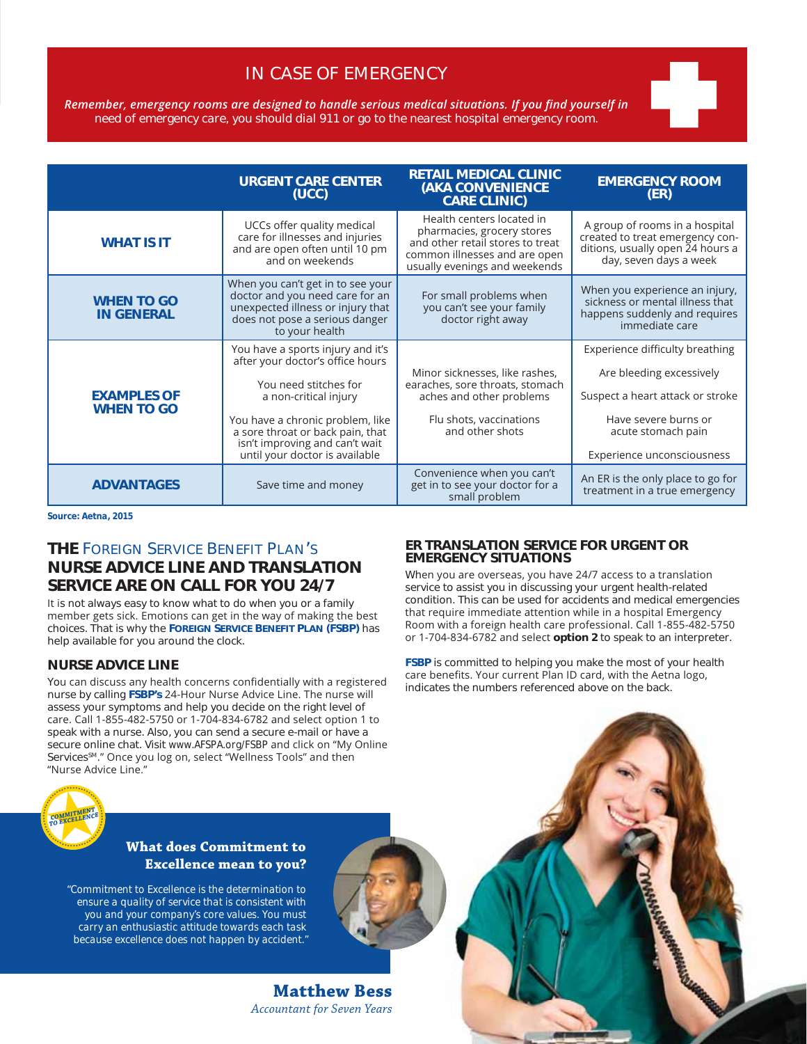## IN CASE OF EMERGENCY

*Remember, emergency rooms are designed to handle serious medical situations. If you find yourself in need of emergency care, you should dial 911 or go to the nearest hospital emergency room.*

| | URGENT CARE CENTER (UCC) | RETAIL MEDICAL CLINIC (AKA CONVENIENCE CARE CLINIC) | EMERGENCY ROOM (ER) |
|---|---|---|---|
| **WHAT IS IT** | UCCs offer quality medical care for illnesses and injuries and are open often until 10 pm and on weekends | Health centers located in pharmacies, grocery stores and other retail stores to treat common illnesses and are open usually evenings and weekends | A group of rooms in a hospital created to treat emergency conditions, usually open 24 hours a day, seven days a week |
| **WHEN TO GO IN GENERAL** | When you can't get in to see your doctor and you need care for an unexpected illness or injury that does not pose a serious danger to your health | For small problems when you can't see your family doctor right away | When you experience an injury, sickness or mental illness that happens suddenly and requires immediate care |
| **EXAMPLES OF WHEN TO GO** | You have a sports injury and it's after your doctor's office hours<br><br>You need stitches for a non-critical injury<br><br>You have a chronic problem, like a sore throat or back pain, that isn't improving and can't wait until your doctor is available | Minor sicknesses, like rashes, earaches, sore throats, stomach aches and other problems<br><br>Flu shots, vaccinations and other shots | Experience difficulty breathing<br><br>Are bleeding excessively<br><br>Suspect a heart attack or stroke<br><br>Have severe burns or acute stomach pain<br><br>Experience unconsciousness |
| **ADVANTAGES** | Save time and money | Convenience when you can't get in to see your doctor for a small problem | An ER is the only place to go for treatment in a true emergency |

**Source: Aetna, 2015**

## THE FOREIGN SERVICE BENEFIT PLAN'S NURSE ADVICE LINE AND TRANSLATION SERVICE ARE ON CALL FOR YOU 24/7

It is not always easy to know what to do when you or a family member gets sick. Emotions can get in the way of making the best choices. That is why the **FOREIGN SERVICE BENEFIT PLAN (FSBP)** has help available for you around the clock.

### NURSE ADVICE LINE

You can discuss any health concerns confidentially with a registered nurse by calling **FSBP's** 24-Hour Nurse Advice Line. The nurse will assess your symptoms and help you decide on the right level of care. Call 1-855-482-5750 or 1-704-834-6782 and select option 1 to speak with a nurse. Also, you can send a secure e-mail or have a secure online chat. Visit www.AFSPA.org/FSBP and click on "My Online Services℠." Once you log on, select "Wellness Tools" and then "Nurse Advice Line."

### ER TRANSLATION SERVICE FOR URGENT OR EMERGENCY SITUATIONS

When you are overseas, you have 24/7 access to a translation service to assist you in discussing your urgent health-related condition. This can be used for accidents and medical emergencies that require immediate attention while in a hospital Emergency Room with a foreign health care professional. Call 1-855-482-5750 or 1-704-834-6782 and select **option 2** to speak to an interpreter.

**FSBP** is committed to helping you make the most of your health care benefits. Your current Plan ID card, with the Aetna logo, indicates the numbers referenced above on the back.

**What does Commitment to Excellence mean to you?**

"Commitment to Excellence is the determination to ensure a quality of service that is consistent with you and your company's core values. You must carry an enthusiastic attitude towards each task because excellence does not happen by accident."

**Matthew Bess**
*Accountant for Seven Years*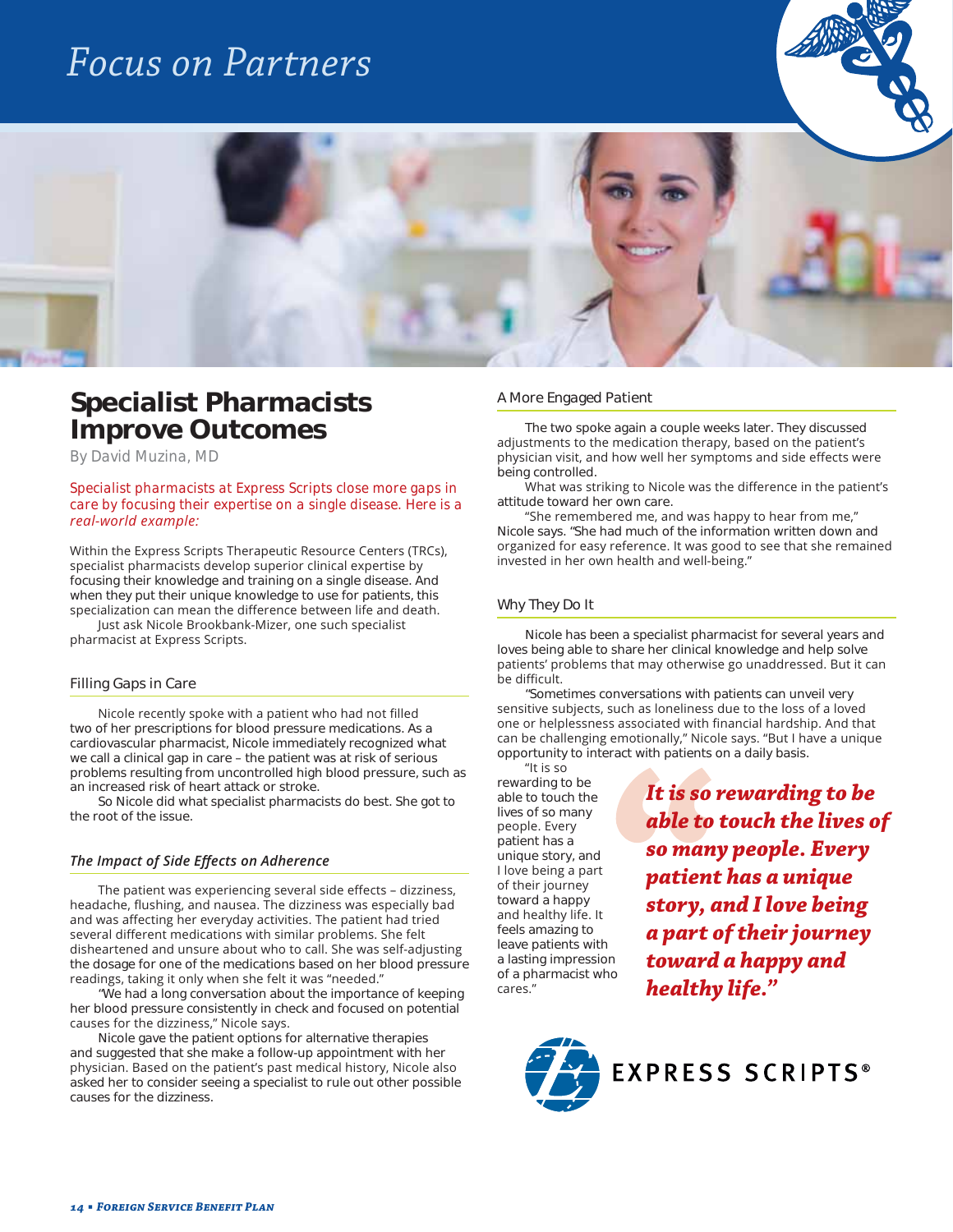# Focus on Partners

## Specialist Pharmacists Improve Outcomes

By David Muzina, MD

Specialist pharmacists at Express Scripts close more gaps in care by focusing their expertise on a single disease. Here is a *real-world example:*

Within the Express Scripts Therapeutic Resource Centers (TRCs), specialist pharmacists develop superior clinical expertise by focusing their knowledge and training on a single disease. And when they put their unique knowledge to use for patients, this specialization can mean the difference between life and death.

Just ask Nicole Brookbank-Mizer, one such specialist pharmacist at Express Scripts.

### Filling Gaps in Care

Nicole recently spoke with a patient who had not filled two of her prescriptions for blood pressure medications. As a cardiovascular pharmacist, Nicole immediately recognized what we call a clinical gap in care – the patient was at risk of serious problems resulting from uncontrolled high blood pressure, such as an increased risk of heart attack or stroke.

So Nicole did what specialist pharmacists do best. She got to the root of the issue.

### *The Impact of Side Effects on Adherence*

The patient was experiencing several side effects – dizziness, headache, flushing, and nausea. The dizziness was especially bad and was affecting her everyday activities. The patient had tried several different medications with similar problems. She felt disheartened and unsure about who to call. She was self-adjusting the dosage for one of the medications based on her blood pressure readings, taking it only when she felt it was "needed."

"We had a long conversation about the importance of keeping her blood pressure consistently in check and focused on potential causes for the dizziness," Nicole says.

Nicole gave the patient options for alternative therapies and suggested that she make a follow-up appointment with her physician. Based on the patient's past medical history, Nicole also asked her to consider seeing a specialist to rule out other possible causes for the dizziness.

### A More Engaged Patient

The two spoke again a couple weeks later. They discussed adjustments to the medication therapy, based on the patient's physician visit, and how well her symptoms and side effects were being controlled.

What was striking to Nicole was the difference in the patient's attitude toward her own care.

"She remembered me, and was happy to hear from me," Nicole says. "She had much of the information written down and organized for easy reference. It was good to see that she remained invested in her own health and well-being."

### Why They Do It

Nicole has been a specialist pharmacist for several years and loves being able to share her clinical knowledge and help solve patients' problems that may otherwise go unaddressed. But it can be difficult.

"Sometimes conversations with patients can unveil very sensitive subjects, such as loneliness due to the loss of a loved one or helplessness associated with financial hardship. And that can be challenging emotionally," Nicole says. "But I have a unique opportunity to interact with patients on a daily basis.

"It is so rewarding to be able to touch the lives of so many people. Every patient has a unique story, and I love being a part of their journey toward a happy and healthy life. It feels amazing to leave patients with a lasting impression of a pharmacist who cares."

> ***"It is so rewarding to be able to touch the lives of so many people. Every patient has a unique story, and I love being a part of their journey toward a happy and healthy life."***

EXPRESS SCRIPTS®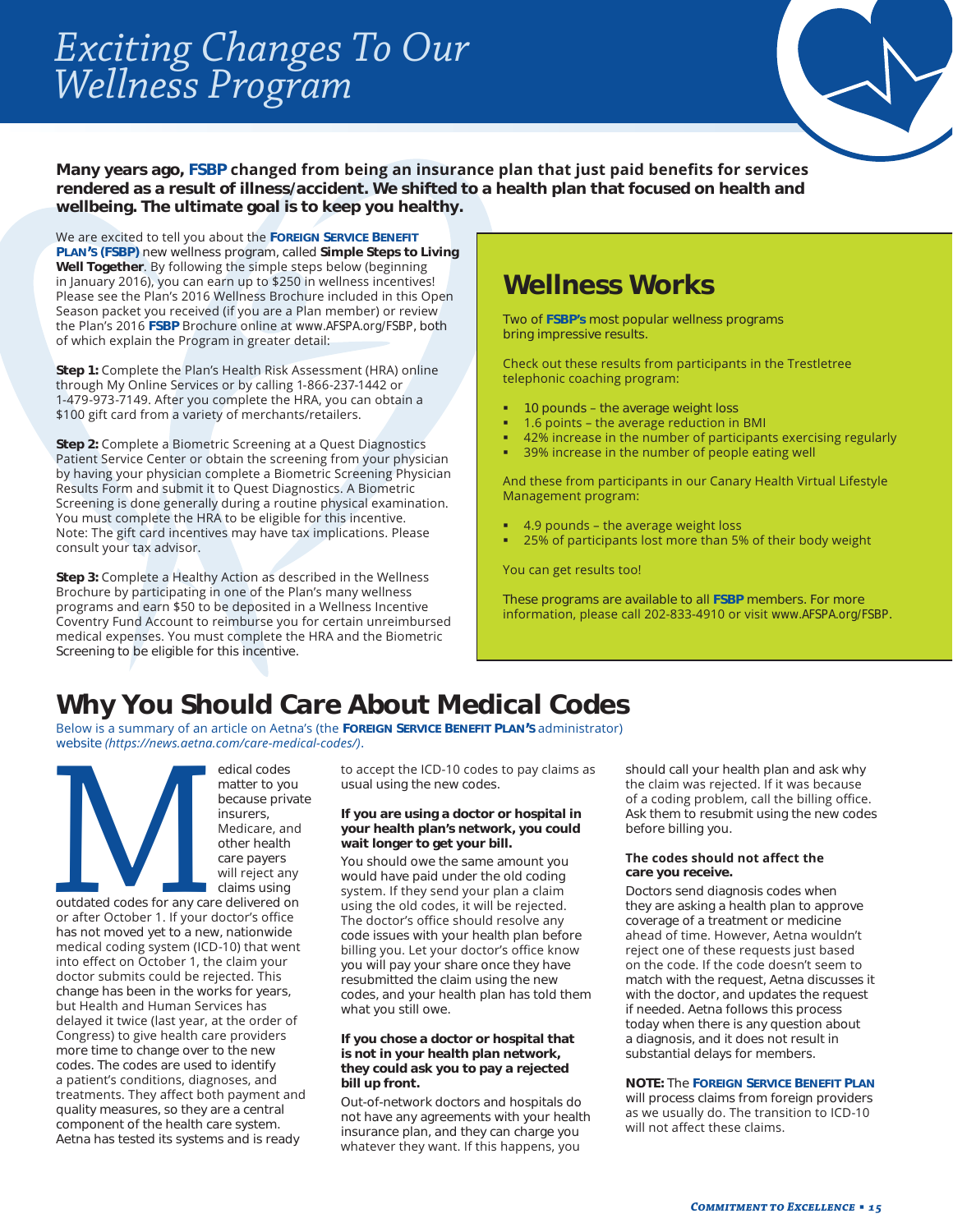# Exciting Changes To Our Wellness Program

**Many years ago, FSBP changed from being an insurance plan that just paid benefits for services rendered as a result of illness/accident. We shifted to a health plan that focused on health and wellbeing. The ultimate goal is to keep you healthy.**

We are excited to tell you about the **Foreign Service Benefit Plan's (FSBP)** new wellness program, called **Simple Steps to Living Well Together**. By following the simple steps below (beginning in January 2016), you can earn up to $250 in wellness incentives! Please see the Plan's 2016 Wellness Brochure included in this Open Season packet you received (if you are a Plan member) or review the Plan's 2016 **FSBP** Brochure online at www.AFSPA.org/FSBP, both of which explain the Program in greater detail:

**Step 1:** Complete the Plan's Health Risk Assessment (HRA) online through My Online Services or by calling 1-866-237-1442 or 1-479-973-7149. After you complete the HRA, you can obtain a $100 gift card from a variety of merchants/retailers.

**Step 2:** Complete a Biometric Screening at a Quest Diagnostics Patient Service Center or obtain the screening from your physician by having your physician complete a Biometric Screening Physician Results Form and submit it to Quest Diagnostics. A Biometric Screening is done generally during a routine physical examination. You must complete the HRA to be eligible for this incentive. Note: The gift card incentives may have tax implications. Please consult your tax advisor.

**Step 3:** Complete a Healthy Action as described in the Wellness Brochure by participating in one of the Plan's many wellness programs and earn $50 to be deposited in a Wellness Incentive Coventry Fund Account to reimburse you for certain unreimbursed medical expenses. You must complete the HRA and the Biometric Screening to be eligible for this incentive.

## Wellness Works

Two of **FSBP's** most popular wellness programs bring impressive results.

Check out these results from participants in the Trestletree telephonic coaching program:

- 10 pounds – the average weight loss
- 1.6 points – the average reduction in BMI
- 42% increase in the number of participants exercising regularly
- 39% increase in the number of people eating well

And these from participants in our Canary Health Virtual Lifestyle Management program:

- 4.9 pounds – the average weight loss
- 25% of participants lost more than 5% of their body weight

You can get results too!

These programs are available to all **FSBP** members. For more information, please call 202-833-4910 or visit www.AFSPA.org/FSBP.

# Why You Should Care About Medical Codes

Below is a summary of an article on Aetna's (the **Foreign Service Benefit Plan's** administrator) website *(https://news.aetna.com/care-medical-codes/)*.

Medical codes matter to you because private insurers, Medicare, and other health care payers will reject any claims using outdated codes for any care delivered on or after October 1. If your doctor's office has not moved yet to a new, nationwide medical coding system (ICD-10) that went into effect on October 1, the claim your doctor submits could be rejected. This change has been in the works for years, but Health and Human Services has delayed it twice (last year, at the order of Congress) to give health care providers more time to change over to the new codes. The codes are used to identify a patient's conditions, diagnoses, and treatments. They affect both payment and quality measures, so they are a central component of the health care system. Aetna has tested its systems and is ready to accept the ICD-10 codes to pay claims as usual using the new codes.

**If you are using a doctor or hospital in your health plan's network, you could wait longer to get your bill.**

You should owe the same amount you would have paid under the old coding system. If they send your plan a claim using the old codes, it will be rejected. The doctor's office should resolve any code issues with your health plan before billing you. Let your doctor's office know you will pay your share once they have resubmitted the claim using the new codes, and your health plan has told them what you still owe.

**If you chose a doctor or hospital that is not in your health plan network, they could ask you to pay a rejected bill up front.**

Out-of-network doctors and hospitals do not have any agreements with your health insurance plan, and they can charge you whatever they want. If this happens, you should call your health plan and ask why the claim was rejected. If it was because of a coding problem, call the billing office. Ask them to resubmit using the new codes before billing you.

**The codes should not affect the care you receive.**

Doctors send diagnosis codes when they are asking a health plan to approve coverage of a treatment or medicine ahead of time. However, Aetna wouldn't reject one of these requests just based on the code. If the code doesn't seem to match with the request, Aetna discusses it with the doctor, and updates the request if needed. Aetna follows this process today when there is any question about a diagnosis, and it does not result in substantial delays for members.

**NOTE:** The **Foreign Service Benefit Plan** will process claims from foreign providers as we usually do. The transition to ICD-10 will not affect these claims.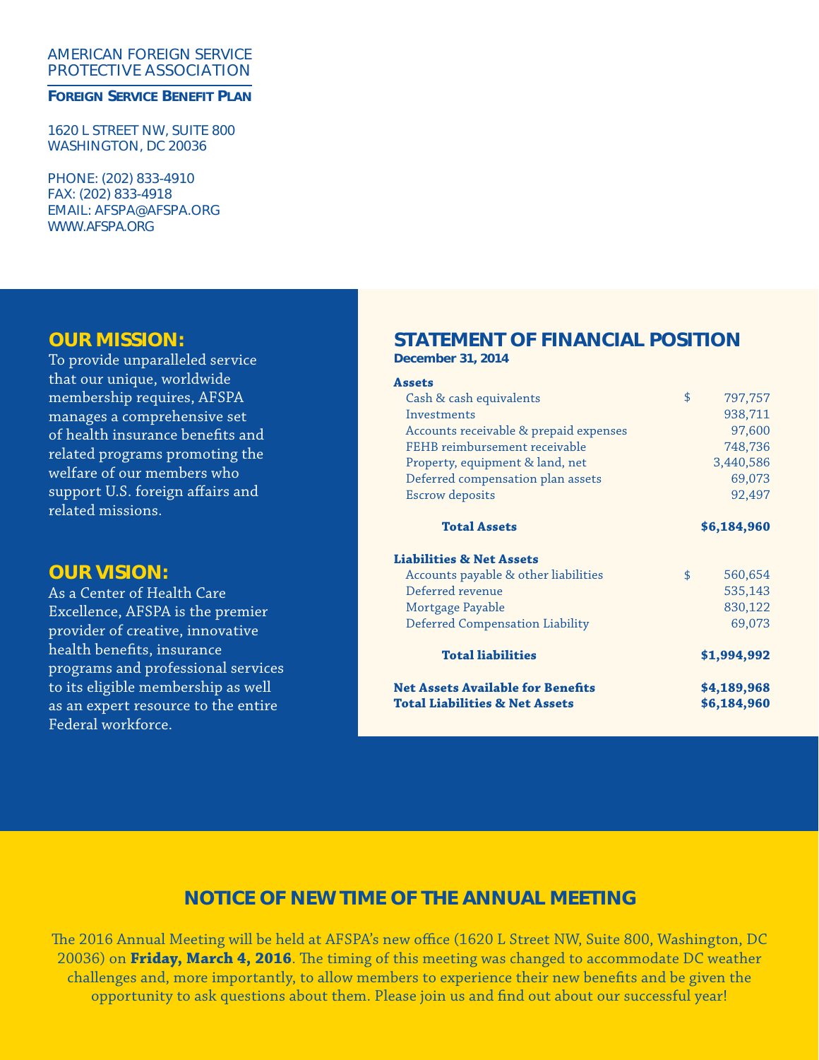AMERICAN FOREIGN SERVICE
PROTECTIVE ASSOCIATION

**FOREIGN SERVICE BENEFIT PLAN**

1620 L STREET NW, SUITE 800
WASHINGTON, DC 20036

PHONE: (202) 833-4910
FAX: (202) 833-4918
EMAIL: AFSPA@AFSPA.ORG
WWW.AFSPA.ORG

## OUR MISSION:

To provide unparalleled service that our unique, worldwide membership requires, AFSPA manages a comprehensive set of health insurance benefits and related programs promoting the welfare of our members who support U.S. foreign affairs and related missions.

## OUR VISION:

As a Center of Health Care Excellence, AFSPA is the premier provider of creative, innovative health benefits, insurance programs and professional services to its eligible membership as well as an expert resource to the entire Federal workforce.

## STATEMENT OF FINANCIAL POSITION

**December 31, 2014**

| | | |
|---|---|---|
| **Assets** | | |
| Cash & cash equivalents | $ | 797,757 |
| Investments | | 938,711 |
| Accounts receivable & prepaid expenses | | 97,600 |
| FEHB reimbursement receivable | | 748,736 |
| Property, equipment & land, net | | 3,440,586 |
| Deferred compensation plan assets | | 69,073 |
| Escrow deposits | | 92,497 |
| **Total Assets** | | **$6,184,960** |
| **Liabilities & Net Assets** | | |
| Accounts payable & other liabilities | $ | 560,654 |
| Deferred revenue | | 535,143 |
| Mortgage Payable | | 830,122 |
| Deferred Compensation Liability | | 69,073 |
| **Total liabilities** | | **$1,994,992** |
| **Net Assets Available for Benefits** | | **$4,189,968** |
| **Total Liabilities & Net Assets** | | **$6,184,960** |

## NOTICE OF NEW TIME OF THE ANNUAL MEETING

The 2016 Annual Meeting will be held at AFSPA's new office (1620 L Street NW, Suite 800, Washington, DC 20036) on **Friday, March 4, 2016**. The timing of this meeting was changed to accommodate DC weather challenges and, more importantly, to allow members to experience their new benefits and be given the opportunity to ask questions about them. Please join us and find out about our successful year!